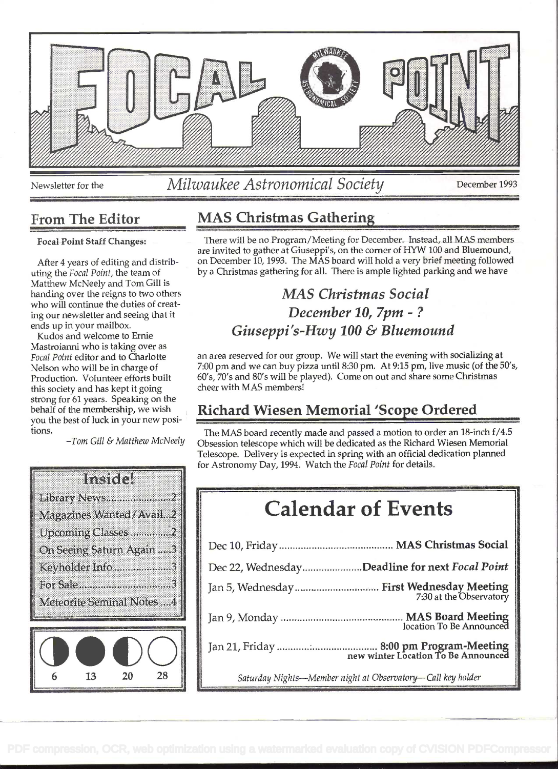# Focal Point

Newsletter for the *Milwaukee Astronomical Society* — December 1993

## From The Editor

**Focal Point Staff Changes:**

After 4 years of editing and distributing the *Focal Point*, the team of Matthew McNeely and Tom Gill is handing over the reigns to two others who will continue the duties of creating our newsletter and seeing that it ends up in your mailbox.

Kudos and welcome to Ernie Mastroianni who is taking over as *Focal Point* editor and to Charlotte Nelson who will be in charge of Production. Volunteer efforts built this society and has kept it going strong for 61 years. Speaking on the behalf of the membership, we wish you the best of luck in your new positions.

*–Tom Gill & Matthew McNeely*

**Inside!**

- Library News........................2
- Magazines Wanted/Avail...2
- Upcoming Classes...............2
- On Seeing Saturn Again .....3
- Keyholder Info....................3
- For Sale...............................3
- Meteorite Seminal Notes ....4

Moon phases: 6, 13, 20, 28

## MAS Christmas Gathering

There will be no Program/Meeting for December. Instead, all MAS members are invited to gather at Giuseppi's, on the corner of HYW 100 and Bluemound, on December 10, 1993. The MAS board will hold a very brief meeting followed by a Christmas gathering for all. There is ample lighted parking and we have an area reserved for our group. We will start the evening with socializing at 7:00 pm and we can buy pizza until 8:30 pm. At 9:15 pm, live music (of the 50's, 60's, 70's and 80's will be played). Come on out and share some Christmas cheer with MAS members!

*MAS Christmas Social*
*December 10, 7pm - ?*
*Giuseppi's-Hwy 100 & Bluemound*

## Richard Wiesen Memorial 'Scope Ordered

The MAS board recently made and passed a motion to order an 18-inch f/4.5 Obsession telescope which will be dedicated as the Richard Wiesen Memorial Telescope. Delivery is expected in spring with an official dedication planned for Astronomy Day, 1994. Watch the *Focal Point* for details.

## Calendar of Events

| Date | Event |
|---|---|
| Dec 10, Friday | **MAS Christmas Social** |
| Dec 22, Wednesday | **Deadline for next *Focal Point*** |
| Jan 5, Wednesday | **First Wednesday Meeting** 7:30 at the Observatory |
| Jan 9, Monday | **MAS Board Meeting** location To Be Announced |
| Jan 21, Friday | **8:00 pm Program-Meeting** new winter Location To Be Announced |

*Saturday Nights—Member night at Observatory—Call key holder*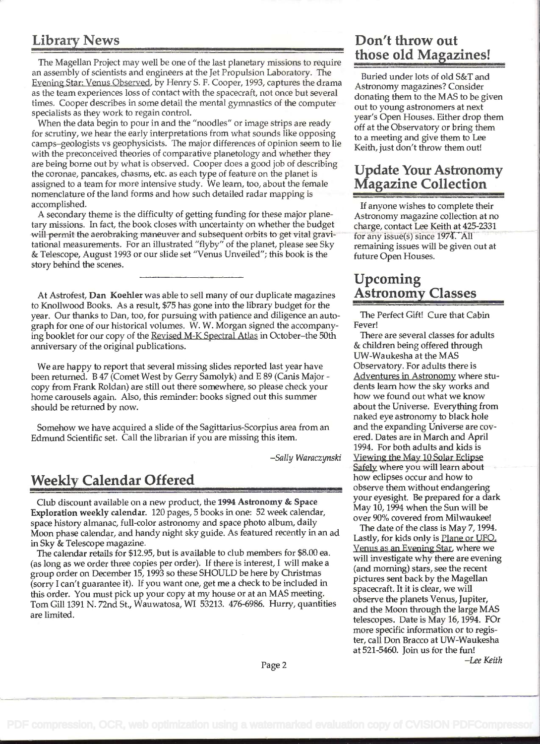## Library News

The Magellan Project may well be one of the last planetary missions to require an assembly of scientists and engineers at the Jet Propulsion Laboratory. The Evening Star: Venus Observed, by Henry S. F. Cooper, 1993, captures the drama as the team experiences loss of contact with the spacecraft, not once but several times. Cooper describes in some detail the mental gymnastics of the computer specialists as they work to regain control.

When the data begin to pour in and the "noodles" or image strips are ready for scrutiny, we hear the early interpretations from what sounds like opposing camps–geologists vs geophysicists. The major differences of opinion seem to lie with the preconceived theories of comparative planetology and whether they are being borne out by what is observed. Cooper does a good job of describing the coronae, pancakes, chasms, etc. as each type of feature on the planet is assigned to a team for more intensive study. We learn, too, about the female nomenclature of the land forms and how such detailed radar mapping is accomplished.

A secondary theme is the difficulty of getting funding for these major planetary missions. In fact, the book closes with uncertainty on whether the budget will permit the aerobraking maneuver and subsequent orbits to get vital gravitational measurements. For an illustrated "flyby" of the planet, please see Sky & Telescope, August 1993 or our slide set "Venus Unveiled"; this book is the story behind the scenes.

---

At Astrofest, **Dan Koehler** was able to sell many of our duplicate magazines to Knollwood Books. As a result, $75 has gone into the library budget for the year. Our thanks to Dan, too, for pursuing with patience and diligence an autograph for one of our historical volumes. W. W. Morgan signed the accompanying booklet for our copy of the Revised M-K Spectral Atlas in October–the 50th anniversary of the original publications.

We are happy to report that several missing slides reported last year have been returned. B 47 (Comet West by Gerry Samolyk) and E 89 (Canis Major - copy from Frank Roldan) are still out there somewhere, so please check your home carousels again. Also, this reminder: books signed out this summer should be returned by now.

Somehow we have acquired a slide of the Sagittarius-Scorpius area from an Edmund Scientific set. Call the librarian if you are missing this item.

*–Sally Waraczynski*

## Weekly Calendar Offered

Club discount available on a new product, the **1994 Astronomy & Space Exploration weekly calendar.** 120 pages, 5 books in one: 52 week calendar, space history almanac, full-color astronomy and space photo album, daily Moon phase calendar, and handy night sky guide. As featured recently in an ad in Sky & Telescope magazine.

The calendar retails for $12.95, but is available to club members for $8.00 ea. (as long as we order three copies per order). If there is interest, I will make a group order on December 15, 1993 so these SHOULD be here by Christmas (sorry I can't guarantee it). If you want one, get me a check to be included in this order. You must pick up your copy at my house or at an MAS meeting. Tom Gill 1391 N. 72nd St., Wauwatosa, WI 53213. 476-6986. Hurry, quantities are limited.

## Don't throw out those old Magazines!

Buried under lots of old S&T and Astronomy magazines? Consider donating them to the MAS to be given out to young astronomers at next year's Open Houses. Either drop them off at the Observatory or bring them to a meeting and give them to Lee Keith, just don't throw them out!

## Update Your Astronomy Magazine Collection

If anyone wishes to complete their Astronomy magazine collection at no charge, contact Lee Keith at 425-2331 for any issue(s) since 1974. All remaining issues will be given out at future Open Houses.

## Upcoming Astronomy Classes

The Perfect Gift! Cure that Cabin Fever!

There are several classes for adults & children being offered through UW-Waukesha at the MAS Observatory. For adults there is Adventures in Astronomy where students learn how the sky works and how we found out what we know about the Universe. Everything from naked eye astronomy to black hole and the expanding Universe are covered. Dates are in March and April 1994. For both adults and kids is Viewing the May 10 Solar Eclipse Safely where you will learn about how eclipses occur and how to observe them without endangering your eyesight. Be prepared for a dark May 10, 1994 when the Sun will be over 90% covered from Milwaukee!

The date of the class is May 7, 1994. Lastly, for kids only is Plane or UFO, Venus as an Evening Star, where we will investigate why there are evening (and morning) stars, see the recent pictures sent back by the Magellan spacecraft. It it is clear, we will observe the planets Venus, Jupiter, and the Moon through the large MAS telescopes. Date is May 16, 1994. FOr more specific information or to register, call Don Bracco at UW-Waukesha at 521-5460. Join us for the fun!

*–Lee Keith*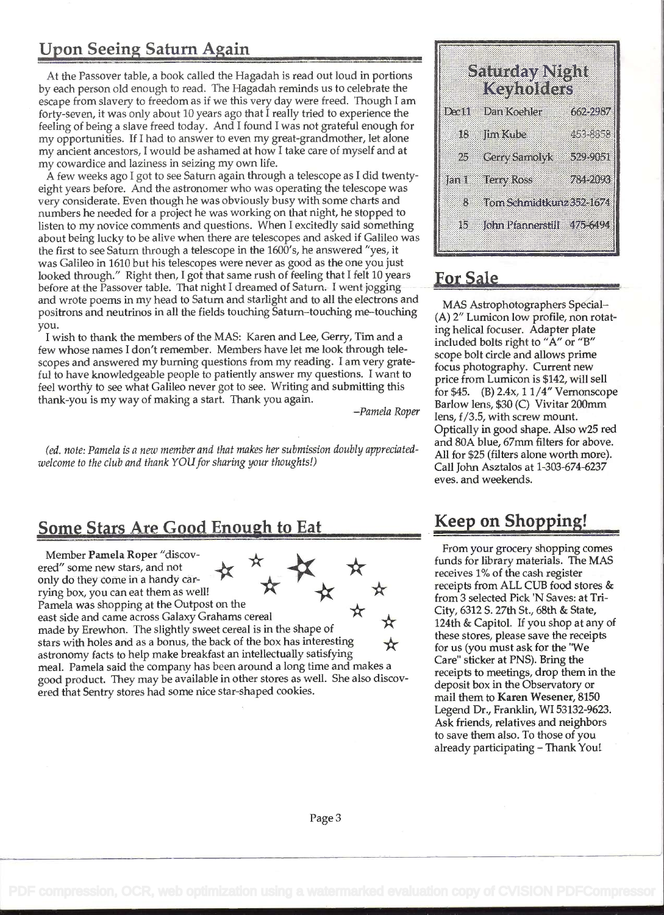## Upon Seeing Saturn Again

At the Passover table, a book called the Hagadah is read out loud in portions by each person old enough to read. The Hagadah reminds us to celebrate the escape from slavery to freedom as if we this very day were freed. Though I am forty-seven, it was only about 10 years ago that I really tried to experience the feeling of being a slave freed today. And I found I was not grateful enough for my opportunities. If I had to answer to even my great-grandmother, let alone my ancient ancestors, I would be ashamed at how I take care of myself and at my cowardice and laziness in seizing my own life.

A few weeks ago I got to see Saturn again through a telescope as I did twenty-eight years before. And the astronomer who was operating the telescope was very considerate. Even though he was obviously busy with some charts and numbers he needed for a project he was working on that night, he stopped to listen to my novice comments and questions. When I excitedly said something about being lucky to be alive when there are telescopes and asked if Galileo was the first to see Saturn through a telescope in the 1600's, he answered "yes, it was Galileo in 1610 but his telescopes were never as good as the one you just looked through." Right then, I got that same rush of feeling that I felt 10 years before at the Passover table. That night I dreamed of Saturn. I went jogging and wrote poems in my head to Saturn and starlight and to all the electrons and positrons and neutrinos in all the fields touching Saturn–touching me–touching you.

I wish to thank the members of the MAS: Karen and Lee, Gerry, Tim and a few whose names I don't remember. Members have let me look through telescopes and answered my burning questions from my reading. I am very grateful to have knowledgeable people to patiently answer my questions. I want to feel worthy to see what Galileo never got to see. Writing and submitting this thank-you is my way of making a start. Thank you again.

*–Pamela Roper*

*(ed. note: Pamela is a new member and that makes her submission doubly appreciated-welcome to the club and thank YOU for sharing your thoughts!)*

## Some Stars Are Good Enough to Eat

Member **Pamela Roper** "discovered" some new stars, and not only do they come in a handy carrying box, you can eat them as well! Pamela was shopping at the Outpost on the east side and came across Galaxy Grahams cereal made by Erewhon. The slightly sweet cereal is in the shape of stars with holes and as a bonus, the back of the box has interesting astronomy facts to help make breakfast an intellectually satisfying meal. Pamela said the company has been around a long time and makes a good product. They may be available in other stores as well. She also discovered that Sentry stores had some nice star-shaped cookies.

## Saturday Night Keyholders

| | | |
|---|---|---|
| Dec 11 | Dan Koehler | 662-2987 |
| 18 | Jim Kube | 453-8858 |
| 25 | Gerry Samolyk | 529-9051 |
| Jan 1 | Terry Ross | 784-2093 |
| 8 | Tom Schmidtkunz | 352-1674 |
| 15 | John Pfannerstill | 475-6494 |

## For Sale

MAS Astrophotographers Special–(A) 2" Lumicon low profile, non rotating helical focuser. Adapter plate included bolts right to "A" or "B" scope bolt circle and allows prime focus photography. Current new price from Lumicon is $142, will sell for $45. (B) 2.4x, 1 1/4" Vernonscope Barlow lens, $30 (C) Vivitar 200mm lens, f/3.5, with screw mount. Optically in good shape. Also w25 red and 80A blue, 67mm filters for above. All for $25 (filters alone worth more). Call John Asztalos at 1-303-674-6237 eves. and weekends.

## Keep on Shopping!

From your grocery shopping comes funds for library materials. The MAS receives 1% of the cash register receipts from ALL CUB food stores & from 3 selected Pick 'N Saves: at Tri-City, 6312 S. 27th St., 68th & State, 124th & Capitol. If you shop at any of these stores, please save the receipts for us (you must ask for the "We Care" sticker at PNS). Bring the receipts to meetings, drop them in the deposit box in the Observatory or mail them to **Karen Wesener**, 8150 Legend Dr., Franklin, WI 53132-9623. Ask friends, relatives and neighbors to save them also. To those of you already participating – Thank You!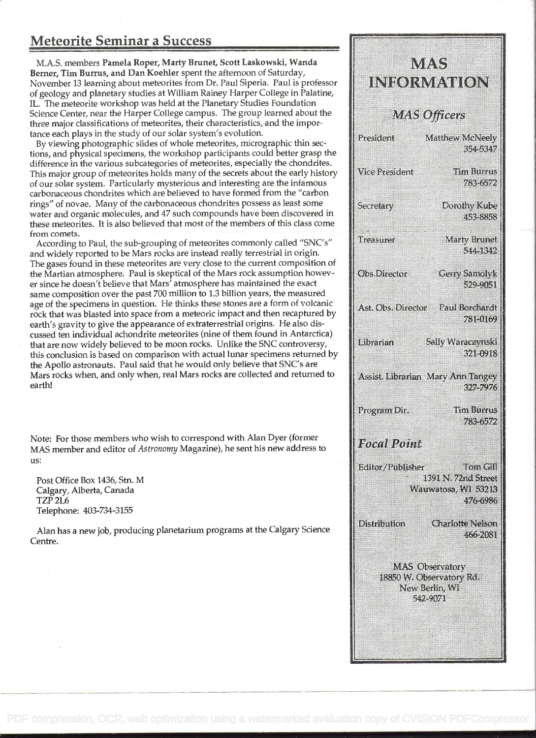## Meteorite Seminar a Success

M.A.S. members **Pamela Roper, Marty Brunet, Scott Laskowski, Wanda Berner, Tim Burrus, and Dan Koehler** spent the afternoon of Saturday, November 13 learning about meteorites from Dr. Paul Siperia. Paul is professor of geology and planetary studies at William Rainey Harper College in Palatine, IL. The meteorite workshop was held at the Planetary Studies Foundation Science Center, near the Harper College campus. The group learned about the three major classifications of meteorites, their characteristics, and the importance each plays in the study of our solar system's evolution.

By viewing photographic slides of whole meteorites, micrographic thin sections, and physical specimens, the workshop participants could better grasp the difference in the various subcategories of meteorites, especially the chondrites. This major group of meteorites holds many of the secrets about the early history of our solar system. Particularly mysterious and interesting are the infamous carbonaceous chondrites which are believed to have formed from the "carbon rings" of novae. Many of the carbonaceous chondrites possess as least some water and organic molecules, and 47 such compounds have been discovered in these meteorites. It is also believed that most of the members of this class come from comets.

According to Paul, the sub-grouping of meteorites commonly called "SNC's" and widely reported to be Mars rocks are instead really terrestrial in origin. The gases found in these meteorites are very close to the current composition of the Martian atmosphere. Paul is skeptical of the Mars rock assumption however since he doesn't believe that Mars' atmosphere has maintained the exact same composition over the past 700 million to 1.3 billion years, the measured age of the specimens in question. He thinks these stones are a form of volcanic rock that was blasted into space from a meteoric impact and then recaptured by earth's gravity to give the appearance of extraterrestrial origins. He also discussed ten individual achondrite meteorites (nine of them found in Antarctica) that are now widely believed to be moon rocks. Unlike the SNC controversy, this conclusion is based on comparison with actual lunar specimens returned by the Apollo astronauts. Paul said that he would only believe that SNC's are Mars rocks when, and only when, real Mars rocks are collected and returned to earth!

Note: For those members who wish to correspond with Alan Dyer (former MAS member and editor of *Astronomy* Magazine), he sent his new address to us:

Post Office Box 1436, Stn. M
Calgary, Alberta, Canada
TZP 2L6
Telephone: 403-734-3155

Alan has a new job, producing planetarium programs at the Calgary Science Centre.

## MAS INFORMATION

### *MAS Officers*

President — Matthew McNeely, 354-5347

Vice President — Tim Burrus, 783-6572

Secretary — Dorothy Kube, 453-8858

Treasurer — Marty Brunet, 544-1342

Obs.Director — Gerry Samolyk, 529-9051

Ast. Obs. Director — Paul Borchardt, 781-0169

Librarian — Sally Waraczynski, 321-0918

Assist. Librarian — Mary Ann Tangey, 327-7976

Program Dir. — Tim Burrus, 783-6572

### *Focal Point*

Editor/Publisher — Tom Gill, 1391 N. 72nd Street, Wauwatosa, WI 53213, 476-6986

Distribution — Charlotte Nelson, 466-2081

MAS Observatory
18850 W. Observatory Rd.
New Berlin, WI
542-9071